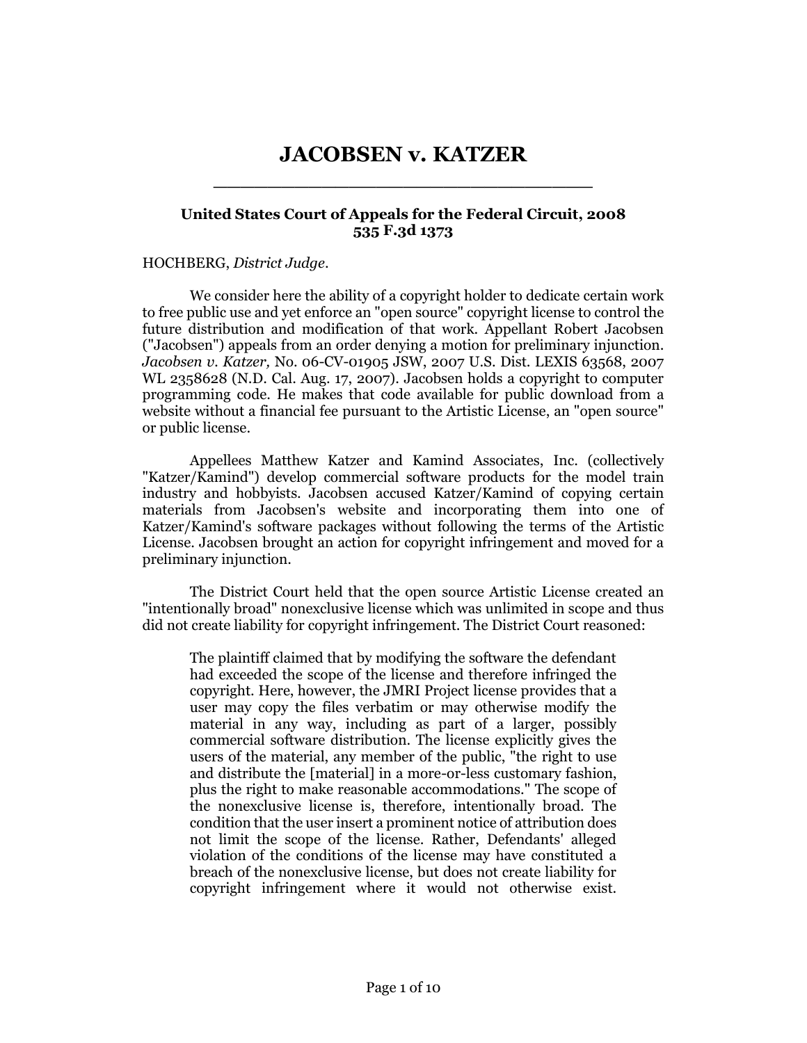# JACOBSEN v. KATZER

**United States Court of Appeals for the Federal Circuit, 2008**
**535 F.3d 1373**

HOCHBERG, *District Judge*.

We consider here the ability of a copyright holder to dedicate certain work to free public use and yet enforce an "open source" copyright license to control the future distribution and modification of that work. Appellant Robert Jacobsen ("Jacobsen") appeals from an order denying a motion for preliminary injunction. *Jacobsen v. Katzer,* No. 06-CV-01905 JSW, 2007 U.S. Dist. LEXIS 63568, 2007 WL 2358628 (N.D. Cal. Aug. 17, 2007). Jacobsen holds a copyright to computer programming code. He makes that code available for public download from a website without a financial fee pursuant to the Artistic License, an "open source" or public license.

Appellees Matthew Katzer and Kamind Associates, Inc. (collectively "Katzer/Kamind") develop commercial software products for the model train industry and hobbyists. Jacobsen accused Katzer/Kamind of copying certain materials from Jacobsen's website and incorporating them into one of Katzer/Kamind's software packages without following the terms of the Artistic License. Jacobsen brought an action for copyright infringement and moved for a preliminary injunction.

The District Court held that the open source Artistic License created an "intentionally broad" nonexclusive license which was unlimited in scope and thus did not create liability for copyright infringement. The District Court reasoned:

> The plaintiff claimed that by modifying the software the defendant had exceeded the scope of the license and therefore infringed the copyright. Here, however, the JMRI Project license provides that a user may copy the files verbatim or may otherwise modify the material in any way, including as part of a larger, possibly commercial software distribution. The license explicitly gives the users of the material, any member of the public, "the right to use and distribute the [material] in a more-or-less customary fashion, plus the right to make reasonable accommodations." The scope of the nonexclusive license is, therefore, intentionally broad. The condition that the user insert a prominent notice of attribution does not limit the scope of the license. Rather, Defendants' alleged violation of the conditions of the license may have constituted a breach of the nonexclusive license, but does not create liability for copyright infringement where it would not otherwise exist.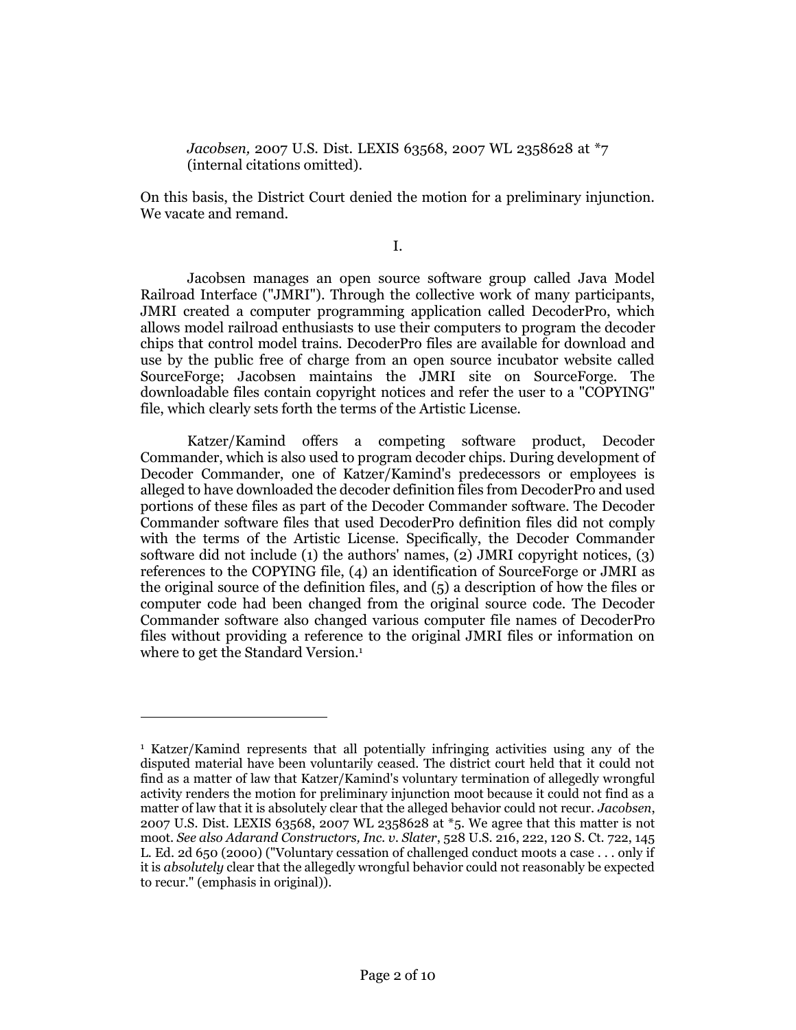> *Jacobsen,* 2007 U.S. Dist. LEXIS 63568, 2007 WL 2358628 at *7 (internal citations omitted).

On this basis, the District Court denied the motion for a preliminary injunction. We vacate and remand.

I.

Jacobsen manages an open source software group called Java Model Railroad Interface ("JMRI"). Through the collective work of many participants, JMRI created a computer programming application called DecoderPro, which allows model railroad enthusiasts to use their computers to program the decoder chips that control model trains. DecoderPro files are available for download and use by the public free of charge from an open source incubator website called SourceForge; Jacobsen maintains the JMRI site on SourceForge. The downloadable files contain copyright notices and refer the user to a "COPYING" file, which clearly sets forth the terms of the Artistic License.

Katzer/Kamind offers a competing software product, Decoder Commander, which is also used to program decoder chips. During development of Decoder Commander, one of Katzer/Kamind's predecessors or employees is alleged to have downloaded the decoder definition files from DecoderPro and used portions of these files as part of the Decoder Commander software. The Decoder Commander software files that used DecoderPro definition files did not comply with the terms of the Artistic License. Specifically, the Decoder Commander software did not include (1) the authors' names, (2) JMRI copyright notices, (3) references to the COPYING file, (4) an identification of SourceForge or JMRI as the original source of the definition files, and (5) a description of how the files or computer code had been changed from the original source code. The Decoder Commander software also changed various computer file names of DecoderPro files without providing a reference to the original JMRI files or information on where to get the Standard Version.[1]

---

[1] Katzer/Kamind represents that all potentially infringing activities using any of the disputed material have been voluntarily ceased. The district court held that it could not find as a matter of law that Katzer/Kamind's voluntary termination of allegedly wrongful activity renders the motion for preliminary injunction moot because it could not find as a matter of law that it is absolutely clear that the alleged behavior could not recur. *Jacobsen*, 2007 U.S. Dist. LEXIS 63568, 2007 WL 2358628 at *5. We agree that this matter is not moot. *See also Adarand Constructors, Inc. v. Slater*, 528 U.S. 216, 222, 120 S. Ct. 722, 145 L. Ed. 2d 650 (2000) ("Voluntary cessation of challenged conduct moots a case . . . only if it is *absolutely* clear that the allegedly wrongful behavior could not reasonably be expected to recur." (emphasis in original)).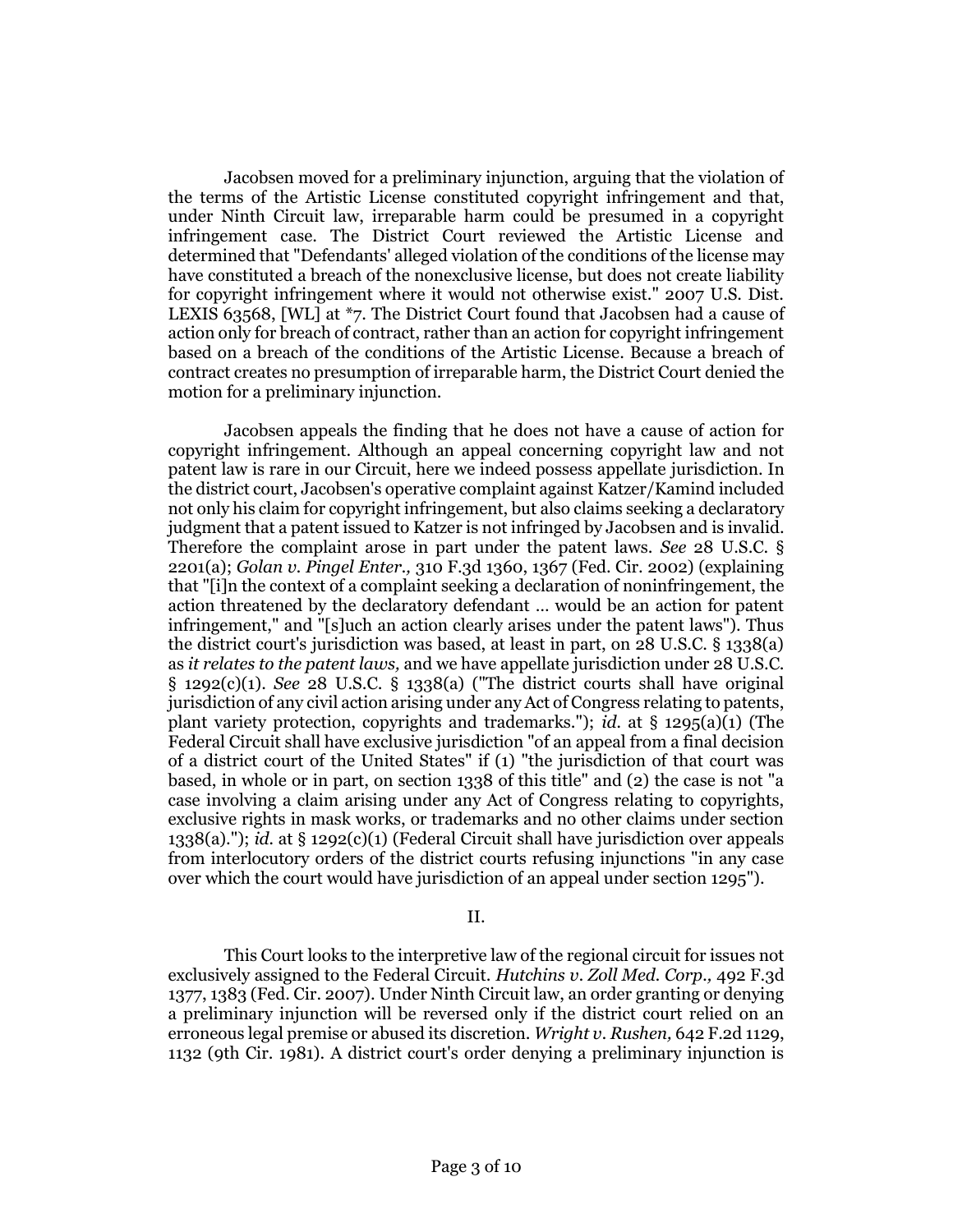Jacobsen moved for a preliminary injunction, arguing that the violation of the terms of the Artistic License constituted copyright infringement and that, under Ninth Circuit law, irreparable harm could be presumed in a copyright infringement case. The District Court reviewed the Artistic License and determined that "Defendants' alleged violation of the conditions of the license may have constituted a breach of the nonexclusive license, but does not create liability for copyright infringement where it would not otherwise exist." 2007 U.S. Dist. LEXIS 63568, [WL] at *7. The District Court found that Jacobsen had a cause of action only for breach of contract, rather than an action for copyright infringement based on a breach of the conditions of the Artistic License. Because a breach of contract creates no presumption of irreparable harm, the District Court denied the motion for a preliminary injunction.

Jacobsen appeals the finding that he does not have a cause of action for copyright infringement. Although an appeal concerning copyright law and not patent law is rare in our Circuit, here we indeed possess appellate jurisdiction. In the district court, Jacobsen's operative complaint against Katzer/Kamind included not only his claim for copyright infringement, but also claims seeking a declaratory judgment that a patent issued to Katzer is not infringed by Jacobsen and is invalid. Therefore the complaint arose in part under the patent laws. *See* 28 U.S.C. § 2201(a); *Golan v. Pingel Enter.,* 310 F.3d 1360, 1367 (Fed. Cir. 2002) (explaining that "[i]n the context of a complaint seeking a declaration of noninfringement, the action threatened by the declaratory defendant ... would be an action for patent infringement," and "[s]uch an action clearly arises under the patent laws"). Thus the district court's jurisdiction was based, at least in part, on 28 U.S.C. § 1338(a) as *it relates to the patent laws,* and we have appellate jurisdiction under 28 U.S.C. § 1292(c)(1). *See* 28 U.S.C. § 1338(a) ("The district courts shall have original jurisdiction of any civil action arising under any Act of Congress relating to patents, plant variety protection, copyrights and trademarks."); *id.* at § 1295(a)(1) (The Federal Circuit shall have exclusive jurisdiction "of an appeal from a final decision of a district court of the United States" if (1) "the jurisdiction of that court was based, in whole or in part, on section 1338 of this title" and (2) the case is not "a case involving a claim arising under any Act of Congress relating to copyrights, exclusive rights in mask works, or trademarks and no other claims under section 1338(a)."); *id.* at § 1292(c)(1) (Federal Circuit shall have jurisdiction over appeals from interlocutory orders of the district courts refusing injunctions "in any case over which the court would have jurisdiction of an appeal under section 1295").

## II.

This Court looks to the interpretive law of the regional circuit for issues not exclusively assigned to the Federal Circuit. *Hutchins v. Zoll Med. Corp.,* 492 F.3d 1377, 1383 (Fed. Cir. 2007). Under Ninth Circuit law, an order granting or denying a preliminary injunction will be reversed only if the district court relied on an erroneous legal premise or abused its discretion. *Wright v. Rushen,* 642 F.2d 1129, 1132 (9th Cir. 1981). A district court's order denying a preliminary injunction is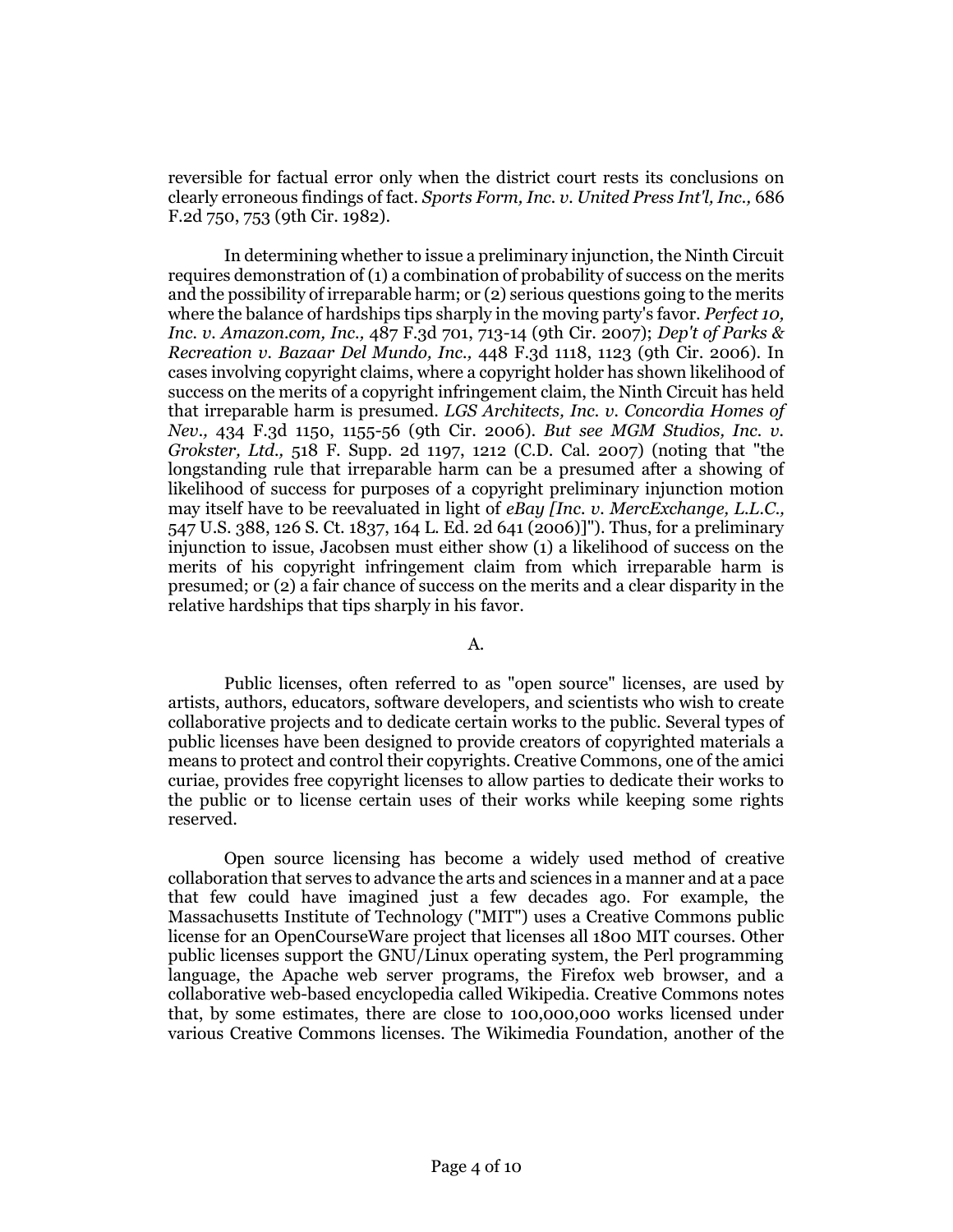reversible for factual error only when the district court rests its conclusions on clearly erroneous findings of fact. *Sports Form, Inc. v. United Press Int'l, Inc.,* 686 F.2d 750, 753 (9th Cir. 1982).

In determining whether to issue a preliminary injunction, the Ninth Circuit requires demonstration of (1) a combination of probability of success on the merits and the possibility of irreparable harm; or (2) serious questions going to the merits where the balance of hardships tips sharply in the moving party's favor. *Perfect 10, Inc. v. Amazon.com, Inc.,* 487 F.3d 701, 713-14 (9th Cir. 2007); *Dep't of Parks & Recreation v. Bazaar Del Mundo, Inc.,* 448 F.3d 1118, 1123 (9th Cir. 2006). In cases involving copyright claims, where a copyright holder has shown likelihood of success on the merits of a copyright infringement claim, the Ninth Circuit has held that irreparable harm is presumed. *LGS Architects, Inc. v. Concordia Homes of Nev.,* 434 F.3d 1150, 1155-56 (9th Cir. 2006). *But see MGM Studios, Inc. v. Grokster, Ltd.,* 518 F. Supp. 2d 1197, 1212 (C.D. Cal. 2007) (noting that "the longstanding rule that irreparable harm can be a presumed after a showing of likelihood of success for purposes of a copyright preliminary injunction motion may itself have to be reevaluated in light of *eBay [Inc. v. MercExchange, L.L.C.,* 547 U.S. 388, 126 S. Ct. 1837, 164 L. Ed. 2d 641 (2006)]"). Thus, for a preliminary injunction to issue, Jacobsen must either show (1) a likelihood of success on the merits of his copyright infringement claim from which irreparable harm is presumed; or (2) a fair chance of success on the merits and a clear disparity in the relative hardships that tips sharply in his favor.

A.

Public licenses, often referred to as "open source" licenses, are used by artists, authors, educators, software developers, and scientists who wish to create collaborative projects and to dedicate certain works to the public. Several types of public licenses have been designed to provide creators of copyrighted materials a means to protect and control their copyrights. Creative Commons, one of the amici curiae, provides free copyright licenses to allow parties to dedicate their works to the public or to license certain uses of their works while keeping some rights reserved.

Open source licensing has become a widely used method of creative collaboration that serves to advance the arts and sciences in a manner and at a pace that few could have imagined just a few decades ago. For example, the Massachusetts Institute of Technology ("MIT") uses a Creative Commons public license for an OpenCourseWare project that licenses all 1800 MIT courses. Other public licenses support the GNU/Linux operating system, the Perl programming language, the Apache web server programs, the Firefox web browser, and a collaborative web-based encyclopedia called Wikipedia. Creative Commons notes that, by some estimates, there are close to 100,000,000 works licensed under various Creative Commons licenses. The Wikimedia Foundation, another of the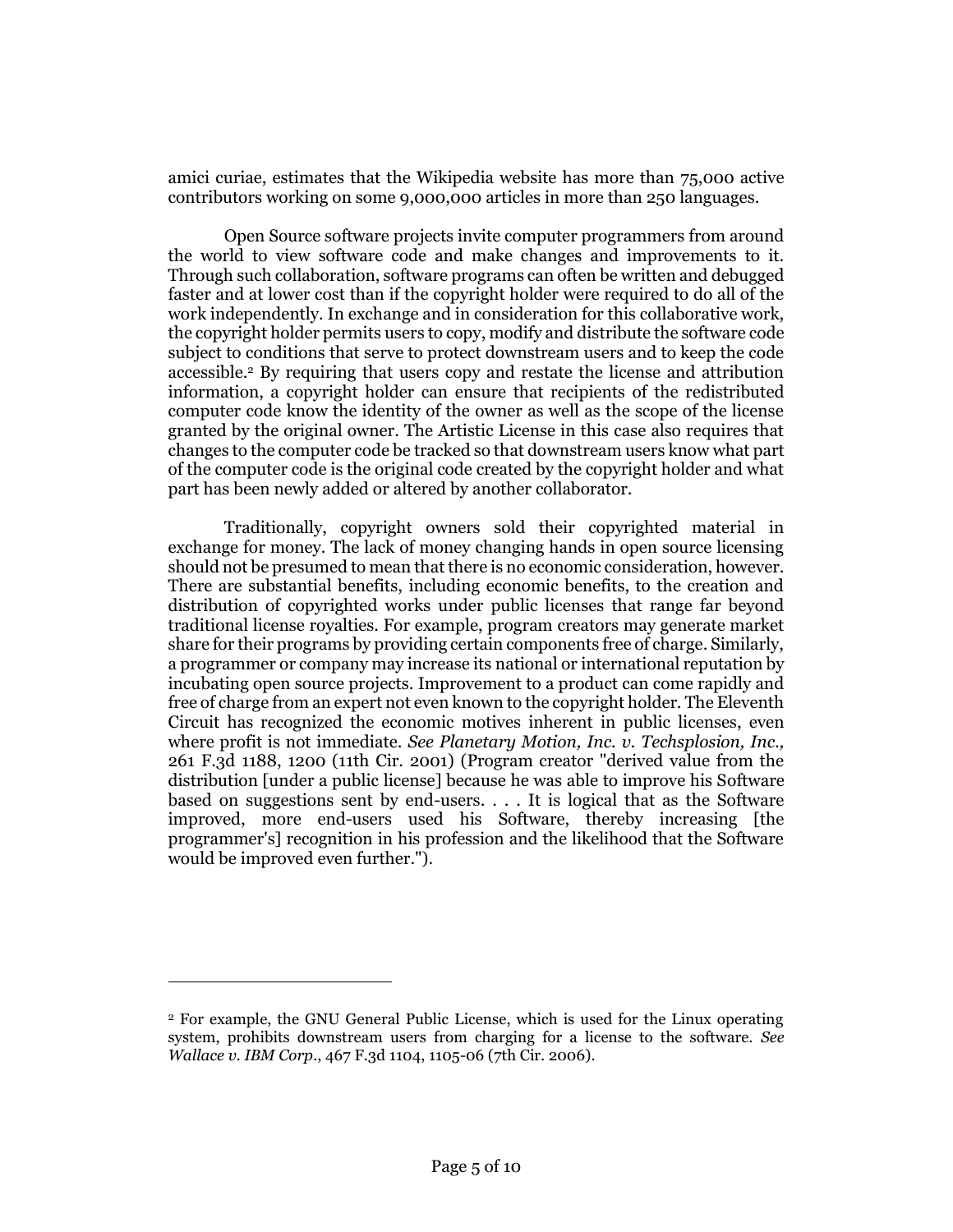amici curiae, estimates that the Wikipedia website has more than 75,000 active contributors working on some 9,000,000 articles in more than 250 languages.

Open Source software projects invite computer programmers from around the world to view software code and make changes and improvements to it. Through such collaboration, software programs can often be written and debugged faster and at lower cost than if the copyright holder were required to do all of the work independently. In exchange and in consideration for this collaborative work, the copyright holder permits users to copy, modify and distribute the software code subject to conditions that serve to protect downstream users and to keep the code accessible.[2] By requiring that users copy and restate the license and attribution information, a copyright holder can ensure that recipients of the redistributed computer code know the identity of the owner as well as the scope of the license granted by the original owner. The Artistic License in this case also requires that changes to the computer code be tracked so that downstream users know what part of the computer code is the original code created by the copyright holder and what part has been newly added or altered by another collaborator.

Traditionally, copyright owners sold their copyrighted material in exchange for money. The lack of money changing hands in open source licensing should not be presumed to mean that there is no economic consideration, however. There are substantial benefits, including economic benefits, to the creation and distribution of copyrighted works under public licenses that range far beyond traditional license royalties. For example, program creators may generate market share for their programs by providing certain components free of charge. Similarly, a programmer or company may increase its national or international reputation by incubating open source projects. Improvement to a product can come rapidly and free of charge from an expert not even known to the copyright holder. The Eleventh Circuit has recognized the economic motives inherent in public licenses, even where profit is not immediate. *See Planetary Motion, Inc. v. Techsplosion, Inc.,* 261 F.3d 1188, 1200 (11th Cir. 2001) (Program creator "derived value from the distribution [under a public license] because he was able to improve his Software based on suggestions sent by end-users. . . . It is logical that as the Software improved, more end-users used his Software, thereby increasing [the programmer's] recognition in his profession and the likelihood that the Software would be improved even further.").

---

[2] For example, the GNU General Public License, which is used for the Linux operating system, prohibits downstream users from charging for a license to the software. *See Wallace v. IBM Corp.*, 467 F.3d 1104, 1105-06 (7th Cir. 2006).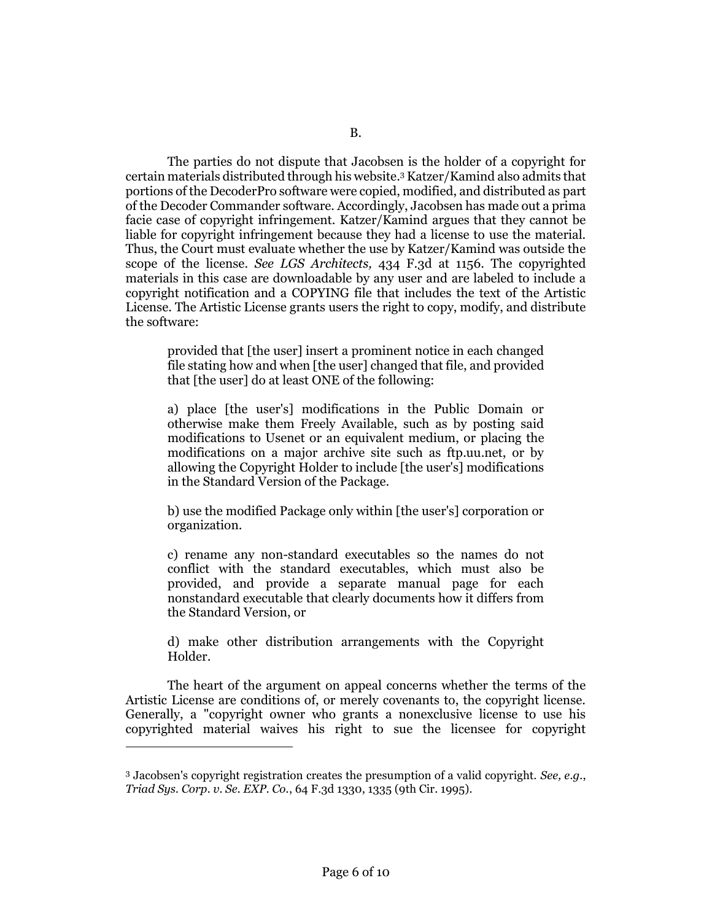B.

The parties do not dispute that Jacobsen is the holder of a copyright for certain materials distributed through his website.[3] Katzer/Kamind also admits that portions of the DecoderPro software were copied, modified, and distributed as part of the Decoder Commander software. Accordingly, Jacobsen has made out a prima facie case of copyright infringement. Katzer/Kamind argues that they cannot be liable for copyright infringement because they had a license to use the material. Thus, the Court must evaluate whether the use by Katzer/Kamind was outside the scope of the license. *See LGS Architects,* 434 F.3d at 1156. The copyrighted materials in this case are downloadable by any user and are labeled to include a copyright notification and a COPYING file that includes the text of the Artistic License. The Artistic License grants users the right to copy, modify, and distribute the software:

> provided that [the user] insert a prominent notice in each changed file stating how and when [the user] changed that file, and provided that [the user] do at least ONE of the following:
>
> a) place [the user's] modifications in the Public Domain or otherwise make them Freely Available, such as by posting said modifications to Usenet or an equivalent medium, or placing the modifications on a major archive site such as ftp.uu.net, or by allowing the Copyright Holder to include [the user's] modifications in the Standard Version of the Package.
>
> b) use the modified Package only within [the user's] corporation or organization.
>
> c) rename any non-standard executables so the names do not conflict with the standard executables, which must also be provided, and provide a separate manual page for each nonstandard executable that clearly documents how it differs from the Standard Version, or
>
> d) make other distribution arrangements with the Copyright Holder.

The heart of the argument on appeal concerns whether the terms of the Artistic License are conditions of, or merely covenants to, the copyright license. Generally, a "copyright owner who grants a nonexclusive license to use his copyrighted material waives his right to sue the licensee for copyright

---

[3] Jacobsen's copyright registration creates the presumption of a valid copyright. *See, e.g.*, *Triad Sys. Corp. v. Se. EXP. Co.*, 64 F.3d 1330, 1335 (9th Cir. 1995).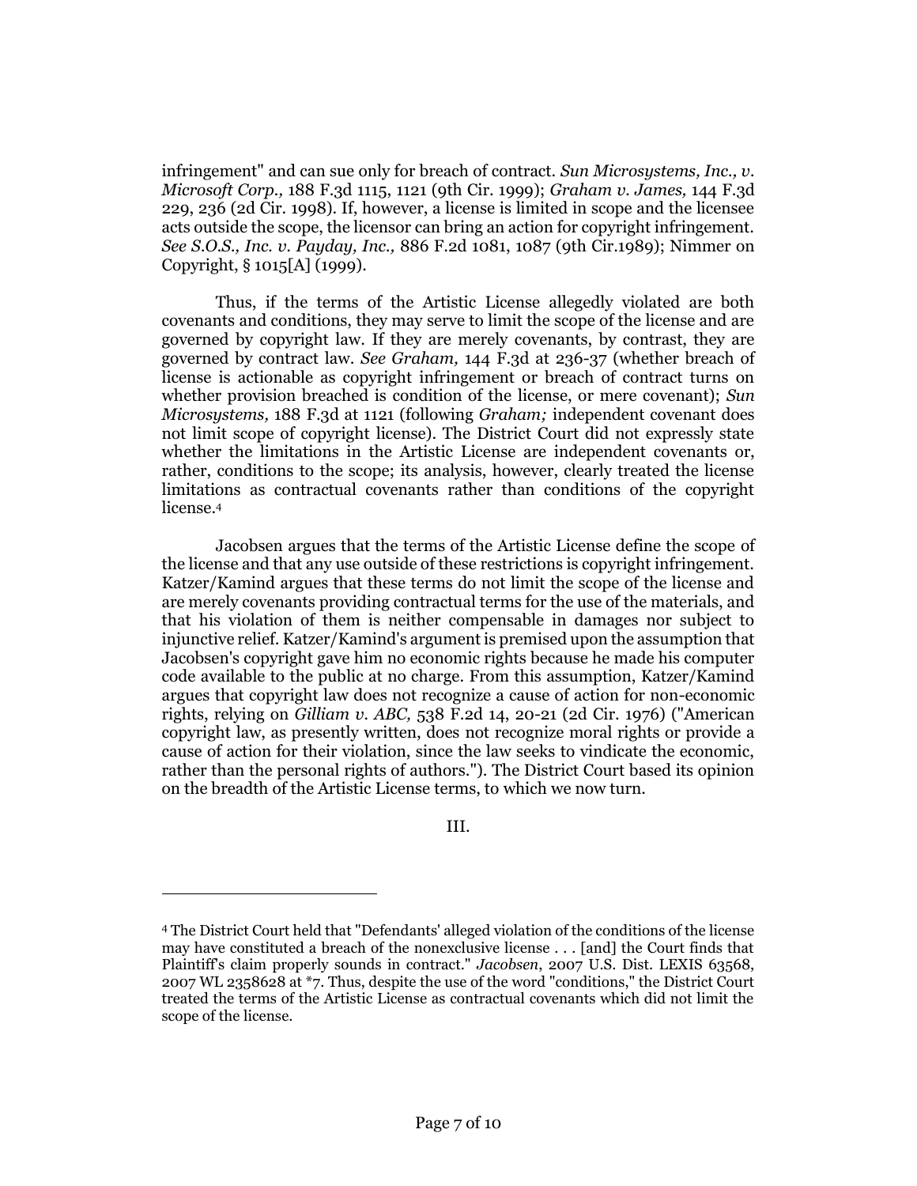infringement" and can sue only for breach of contract. *Sun Microsystems, Inc., v. Microsoft Corp.,* 188 F.3d 1115, 1121 (9th Cir. 1999); *Graham v. James,* 144 F.3d 229, 236 (2d Cir. 1998). If, however, a license is limited in scope and the licensee acts outside the scope, the licensor can bring an action for copyright infringement. *See S.O.S., Inc. v. Payday, Inc.,* 886 F.2d 1081, 1087 (9th Cir.1989); Nimmer on Copyright, § 1015[A] (1999).

Thus, if the terms of the Artistic License allegedly violated are both covenants and conditions, they may serve to limit the scope of the license and are governed by copyright law. If they are merely covenants, by contrast, they are governed by contract law. *See Graham,* 144 F.3d at 236-37 (whether breach of license is actionable as copyright infringement or breach of contract turns on whether provision breached is condition of the license, or mere covenant); *Sun Microsystems,* 188 F.3d at 1121 (following *Graham;* independent covenant does not limit scope of copyright license). The District Court did not expressly state whether the limitations in the Artistic License are independent covenants or, rather, conditions to the scope; its analysis, however, clearly treated the license limitations as contractual covenants rather than conditions of the copyright license.[4]

Jacobsen argues that the terms of the Artistic License define the scope of the license and that any use outside of these restrictions is copyright infringement. Katzer/Kamind argues that these terms do not limit the scope of the license and are merely covenants providing contractual terms for the use of the materials, and that his violation of them is neither compensable in damages nor subject to injunctive relief. Katzer/Kamind's argument is premised upon the assumption that Jacobsen's copyright gave him no economic rights because he made his computer code available to the public at no charge. From this assumption, Katzer/Kamind argues that copyright law does not recognize a cause of action for non-economic rights, relying on *Gilliam v. ABC,* 538 F.2d 14, 20-21 (2d Cir. 1976) ("American copyright law, as presently written, does not recognize moral rights or provide a cause of action for their violation, since the law seeks to vindicate the economic, rather than the personal rights of authors."). The District Court based its opinion on the breadth of the Artistic License terms, to which we now turn.

III.

---

[4] The District Court held that "Defendants' alleged violation of the conditions of the license may have constituted a breach of the nonexclusive license . . . [and] the Court finds that Plaintiff's claim properly sounds in contract." *Jacobsen*, 2007 U.S. Dist. LEXIS 63568, 2007 WL 2358628 at *7. Thus, despite the use of the word "conditions," the District Court treated the terms of the Artistic License as contractual covenants which did not limit the scope of the license.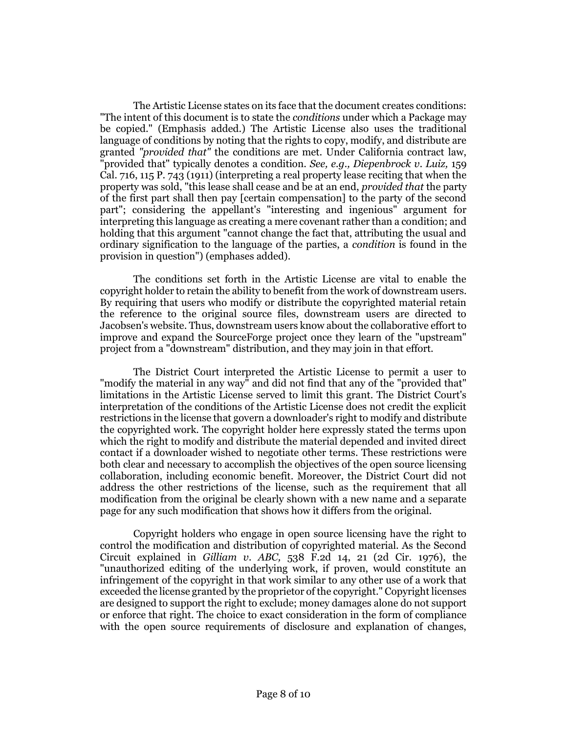The Artistic License states on its face that the document creates conditions: "The intent of this document is to state the *conditions* under which a Package may be copied." (Emphasis added.) The Artistic License also uses the traditional language of conditions by noting that the rights to copy, modify, and distribute are granted *"provided that"* the conditions are met. Under California contract law, "provided that" typically denotes a condition. *See, e.g., Diepenbrock v. Luiz,* 159 Cal. 716, 115 P. 743 (1911) (interpreting a real property lease reciting that when the property was sold, "this lease shall cease and be at an end, *provided that* the party of the first part shall then pay [certain compensation] to the party of the second part"; considering the appellant's "interesting and ingenious" argument for interpreting this language as creating a mere covenant rather than a condition; and holding that this argument "cannot change the fact that, attributing the usual and ordinary signification to the language of the parties, a *condition* is found in the provision in question") (emphases added).

The conditions set forth in the Artistic License are vital to enable the copyright holder to retain the ability to benefit from the work of downstream users. By requiring that users who modify or distribute the copyrighted material retain the reference to the original source files, downstream users are directed to Jacobsen's website. Thus, downstream users know about the collaborative effort to improve and expand the SourceForge project once they learn of the "upstream" project from a "downstream" distribution, and they may join in that effort.

The District Court interpreted the Artistic License to permit a user to "modify the material in any way" and did not find that any of the "provided that" limitations in the Artistic License served to limit this grant. The District Court's interpretation of the conditions of the Artistic License does not credit the explicit restrictions in the license that govern a downloader's right to modify and distribute the copyrighted work. The copyright holder here expressly stated the terms upon which the right to modify and distribute the material depended and invited direct contact if a downloader wished to negotiate other terms. These restrictions were both clear and necessary to accomplish the objectives of the open source licensing collaboration, including economic benefit. Moreover, the District Court did not address the other restrictions of the license, such as the requirement that all modification from the original be clearly shown with a new name and a separate page for any such modification that shows how it differs from the original.

Copyright holders who engage in open source licensing have the right to control the modification and distribution of copyrighted material. As the Second Circuit explained in *Gilliam v. ABC,* 538 F.2d 14, 21 (2d Cir. 1976), the "unauthorized editing of the underlying work, if proven, would constitute an infringement of the copyright in that work similar to any other use of a work that exceeded the license granted by the proprietor of the copyright." Copyright licenses are designed to support the right to exclude; money damages alone do not support or enforce that right. The choice to exact consideration in the form of compliance with the open source requirements of disclosure and explanation of changes,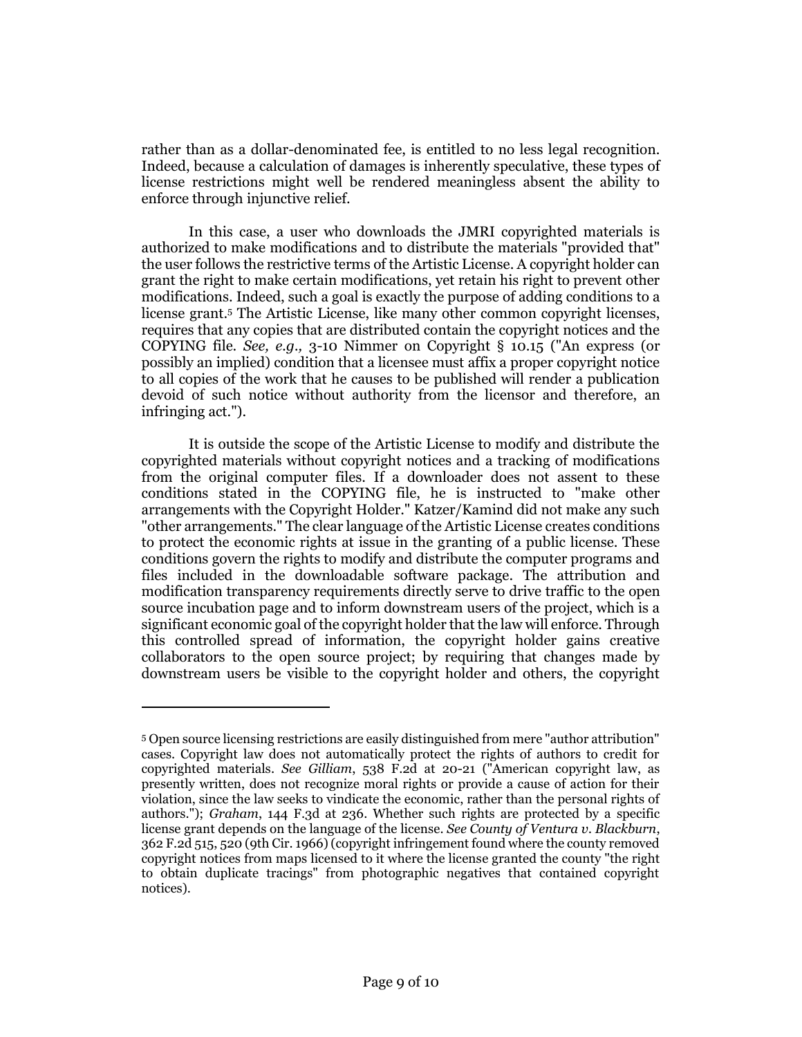rather than as a dollar-denominated fee, is entitled to no less legal recognition. Indeed, because a calculation of damages is inherently speculative, these types of license restrictions might well be rendered meaningless absent the ability to enforce through injunctive relief.

In this case, a user who downloads the JMRI copyrighted materials is authorized to make modifications and to distribute the materials "provided that" the user follows the restrictive terms of the Artistic License. A copyright holder can grant the right to make certain modifications, yet retain his right to prevent other modifications. Indeed, such a goal is exactly the purpose of adding conditions to a license grant.[5] The Artistic License, like many other common copyright licenses, requires that any copies that are distributed contain the copyright notices and the COPYING file. *See, e.g.,* 3-10 Nimmer on Copyright § 10.15 ("An express (or possibly an implied) condition that a licensee must affix a proper copyright notice to all copies of the work that he causes to be published will render a publication devoid of such notice without authority from the licensor and therefore, an infringing act.").

It is outside the scope of the Artistic License to modify and distribute the copyrighted materials without copyright notices and a tracking of modifications from the original computer files. If a downloader does not assent to these conditions stated in the COPYING file, he is instructed to "make other arrangements with the Copyright Holder." Katzer/Kamind did not make any such "other arrangements." The clear language of the Artistic License creates conditions to protect the economic rights at issue in the granting of a public license. These conditions govern the rights to modify and distribute the computer programs and files included in the downloadable software package. The attribution and modification transparency requirements directly serve to drive traffic to the open source incubation page and to inform downstream users of the project, which is a significant economic goal of the copyright holder that the law will enforce. Through this controlled spread of information, the copyright holder gains creative collaborators to the open source project; by requiring that changes made by downstream users be visible to the copyright holder and others, the copyright

---

[5] Open source licensing restrictions are easily distinguished from mere "author attribution" cases. Copyright law does not automatically protect the rights of authors to credit for copyrighted materials. *See Gilliam*, 538 F.2d at 20-21 ("American copyright law, as presently written, does not recognize moral rights or provide a cause of action for their violation, since the law seeks to vindicate the economic, rather than the personal rights of authors."); *Graham*, 144 F.3d at 236. Whether such rights are protected by a specific license grant depends on the language of the license. *See County of Ventura v. Blackburn*, 362 F.2d 515, 520 (9th Cir. 1966) (copyright infringement found where the county removed copyright notices from maps licensed to it where the license granted the county "the right to obtain duplicate tracings" from photographic negatives that contained copyright notices).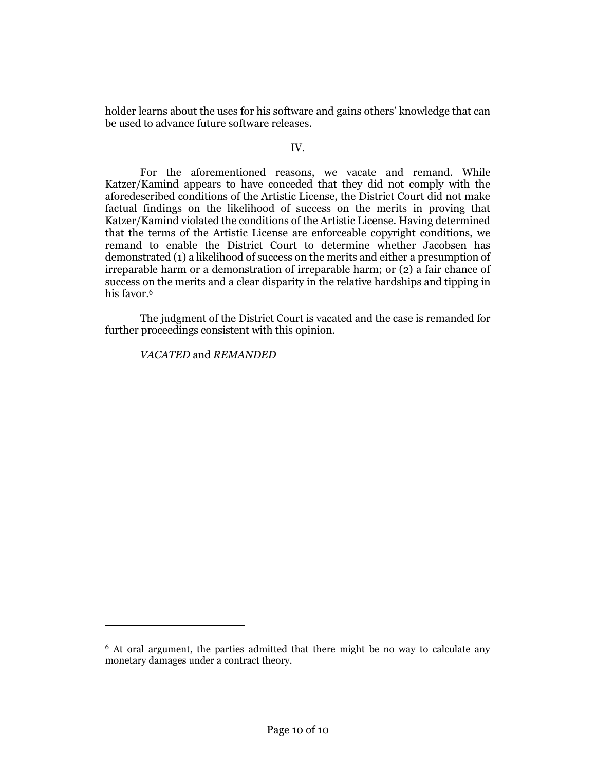holder learns about the uses for his software and gains others' knowledge that can be used to advance future software releases.

IV.

For the aforementioned reasons, we vacate and remand. While Katzer/Kamind appears to have conceded that they did not comply with the aforedescribed conditions of the Artistic License, the District Court did not make factual findings on the likelihood of success on the merits in proving that Katzer/Kamind violated the conditions of the Artistic License. Having determined that the terms of the Artistic License are enforceable copyright conditions, we remand to enable the District Court to determine whether Jacobsen has demonstrated (1) a likelihood of success on the merits and either a presumption of irreparable harm or a demonstration of irreparable harm; or (2) a fair chance of success on the merits and a clear disparity in the relative hardships and tipping in his favor.[6]

The judgment of the District Court is vacated and the case is remanded for further proceedings consistent with this opinion.

*VACATED* and *REMANDED*

---

[6] At oral argument, the parties admitted that there might be no way to calculate any monetary damages under a contract theory.